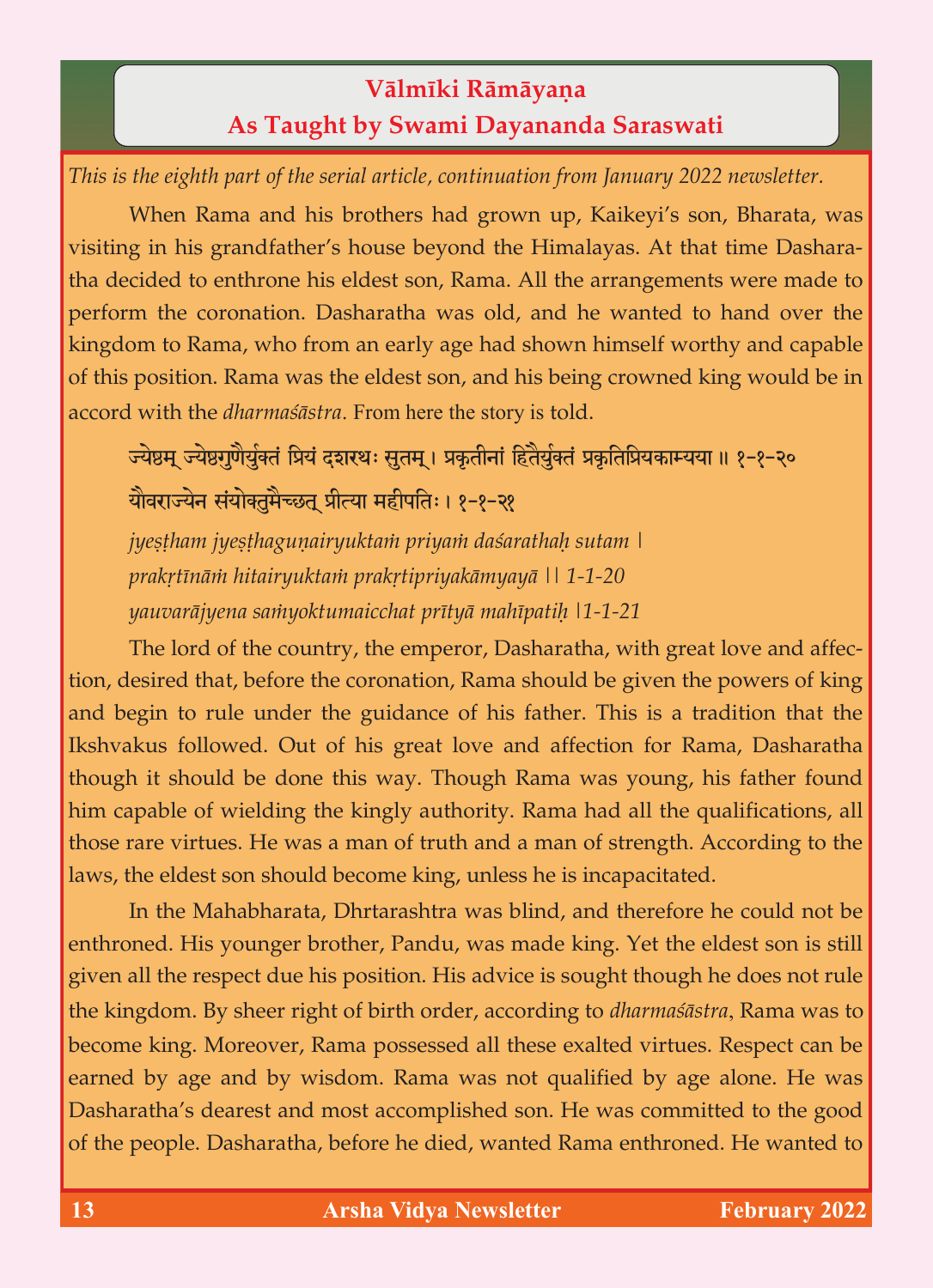# Vālmīki Rāmāyaṇa
## As Taught by Swami Dayananda Saraswati

*This is the eighth part of the serial article, continuation from January 2022 newsletter.*

When Rama and his brothers had grown up, Kaikeyi's son, Bharata, was visiting in his grandfather's house beyond the Himalayas. At that time Dasharatha decided to enthrone his eldest son, Rama. All the arrangements were made to perform the coronation. Dasharatha was old, and he wanted to hand over the kingdom to Rama, who from an early age had shown himself worthy and capable of this position. Rama was the eldest son, and his being crowned king would be in accord with the *dharmaśāstra*. From here the story is told.

ज्येष्ठम् ज्येष्ठगुणैर्युक्तं प्रियं दशरथः सुतम् । प्रकृतीनां हितैर्युक्तं प्रकृतिप्रियकाम्यया ॥ १-१-२०

यौवराज्येन संयोक्तुमैच्छत् प्रीत्या महीपतिः । १-१-२१

*jyeṣṭham jyeṣṭhaguṇairyuktaṁ priyaṁ daśarathaḥ sutam |*
*prakṛtīnāṁ hitairyuktaṁ prakṛtipriyakāmyayā || 1-1-20*
*yauvarājyena saṁyoktumaicchat prītyā mahīpatiḥ |1-1-21*

The lord of the country, the emperor, Dasharatha, with great love and affection, desired that, before the coronation, Rama should be given the powers of king and begin to rule under the guidance of his father. This is a tradition that the Ikshvakus followed. Out of his great love and affection for Rama, Dasharatha though it should be done this way. Though Rama was young, his father found him capable of wielding the kingly authority. Rama had all the qualifications, all those rare virtues. He was a man of truth and a man of strength. According to the laws, the eldest son should become king, unless he is incapacitated.

In the Mahabharata, Dhrtarashtra was blind, and therefore he could not be enthroned. His younger brother, Pandu, was made king. Yet the eldest son is still given all the respect due his position. His advice is sought though he does not rule the kingdom. By sheer right of birth order, according to *dharmaśāstra*, Rama was to become king. Moreover, Rama possessed all these exalted virtues. Respect can be earned by age and by wisdom. Rama was not qualified by age alone. He was Dasharatha's dearest and most accomplished son. He was committed to the good of the people. Dasharatha, before he died, wanted Rama enthroned. He wanted to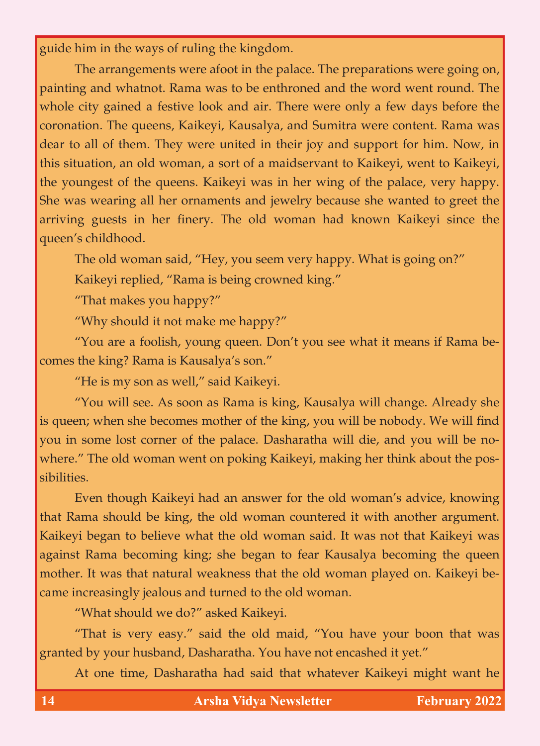guide him in the ways of ruling the kingdom.

The arrangements were afoot in the palace. The preparations were going on, painting and whatnot. Rama was to be enthroned and the word went round. The whole city gained a festive look and air. There were only a few days before the coronation. The queens, Kaikeyi, Kausalya, and Sumitra were content. Rama was dear to all of them. They were united in their joy and support for him. Now, in this situation, an old woman, a sort of a maidservant to Kaikeyi, went to Kaikeyi, the youngest of the queens. Kaikeyi was in her wing of the palace, very happy. She was wearing all her ornaments and jewelry because she wanted to greet the arriving guests in her finery. The old woman had known Kaikeyi since the queen's childhood.

The old woman said, "Hey, you seem very happy. What is going on?"

Kaikeyi replied, "Rama is being crowned king."

"That makes you happy?"

"Why should it not make me happy?"

"You are a foolish, young queen. Don't you see what it means if Rama becomes the king? Rama is Kausalya's son."

"He is my son as well," said Kaikeyi.

"You will see. As soon as Rama is king, Kausalya will change. Already she is queen; when she becomes mother of the king, you will be nobody. We will find you in some lost corner of the palace. Dasharatha will die, and you will be nowhere." The old woman went on poking Kaikeyi, making her think about the possibilities.

Even though Kaikeyi had an answer for the old woman's advice, knowing that Rama should be king, the old woman countered it with another argument. Kaikeyi began to believe what the old woman said. It was not that Kaikeyi was against Rama becoming king; she began to fear Kausalya becoming the queen mother. It was that natural weakness that the old woman played on. Kaikeyi became increasingly jealous and turned to the old woman.

"What should we do?" asked Kaikeyi.

"That is very easy." said the old maid, "You have your boon that was granted by your husband, Dasharatha. You have not encashed it yet."

At one time, Dasharatha had said that whatever Kaikeyi might want he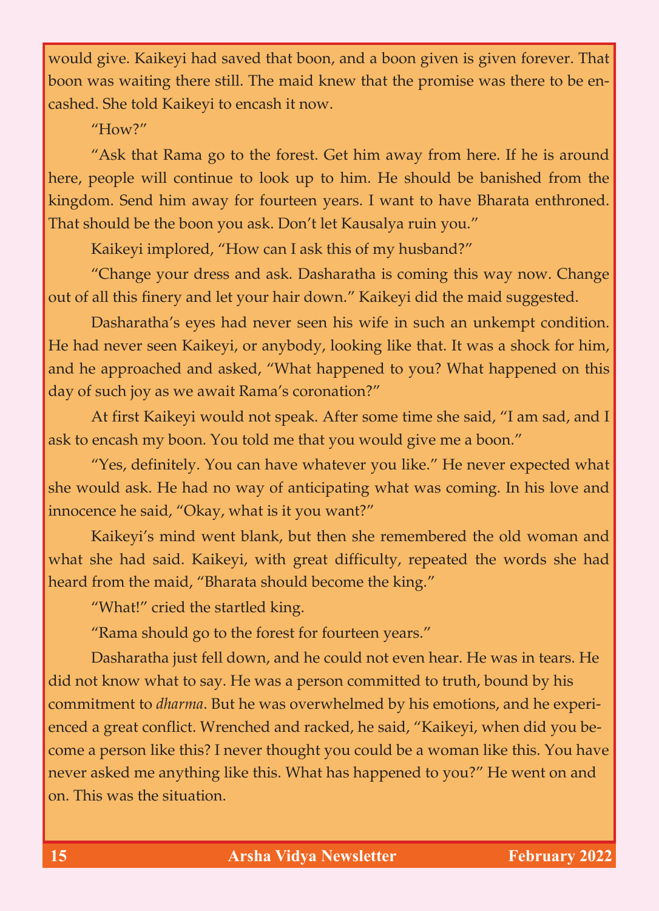would give. Kaikeyi had saved that boon, and a boon given is given forever. That boon was waiting there still. The maid knew that the promise was there to be encashed. She told Kaikeyi to encash it now.

"How?"

"Ask that Rama go to the forest. Get him away from here. If he is around here, people will continue to look up to him. He should be banished from the kingdom. Send him away for fourteen years. I want to have Bharata enthroned. That should be the boon you ask. Don't let Kausalya ruin you."

Kaikeyi implored, "How can I ask this of my husband?"

"Change your dress and ask. Dasharatha is coming this way now. Change out of all this finery and let your hair down." Kaikeyi did the maid suggested.

Dasharatha's eyes had never seen his wife in such an unkempt condition. He had never seen Kaikeyi, or anybody, looking like that. It was a shock for him, and he approached and asked, "What happened to you? What happened on this day of such joy as we await Rama's coronation?"

At first Kaikeyi would not speak. After some time she said, "I am sad, and I ask to encash my boon. You told me that you would give me a boon."

"Yes, definitely. You can have whatever you like." He never expected what she would ask. He had no way of anticipating what was coming. In his love and innocence he said, "Okay, what is it you want?"

Kaikeyi's mind went blank, but then she remembered the old woman and what she had said. Kaikeyi, with great difficulty, repeated the words she had heard from the maid, "Bharata should become the king."

"What!" cried the startled king.

"Rama should go to the forest for fourteen years."

Dasharatha just fell down, and he could not even hear. He was in tears. He did not know what to say. He was a person committed to truth, bound by his commitment to *dharma*. But he was overwhelmed by his emotions, and he experienced a great conflict. Wrenched and racked, he said, "Kaikeyi, when did you become a person like this? I never thought you could be a woman like this. You have never asked me anything like this. What has happened to you?" He went on and on. This was the situation.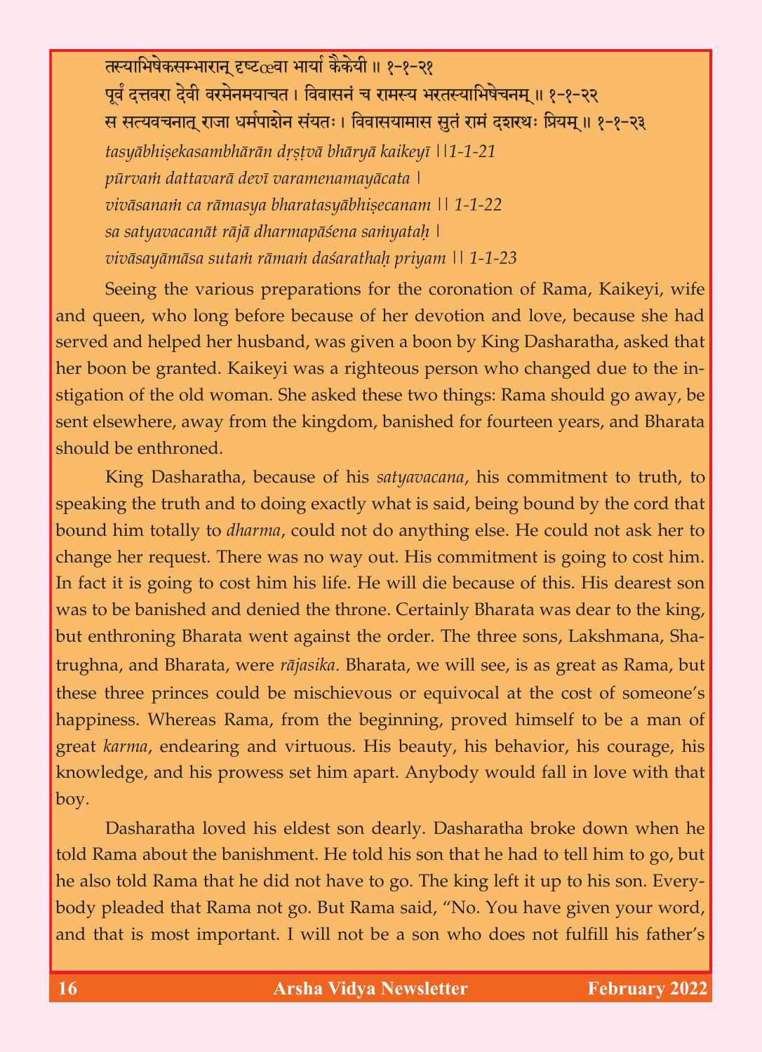तस्याभिषेकसम्भारान् दृष्ट्वा भार्या कैकेयी ॥ १-१-२१
पूर्वं दत्तवरा देवी वरमेनमयाचत । विवासनं च रामस्य भरतस्याभिषेचनम् ॥ १-१-२२
स सत्यवचनात् राजा धर्मपाशेन संयतः । विवासयामास सुतं रामं दशरथः प्रियम् ॥ १-१-२३

*tasyābhiṣekasambhārān dṛṣṭvā bhāryā kaikeyī ||1-1-21*
*pūrvaṁ dattavarā devī varamenamayācata |*
*vivāsanaṁ ca rāmasya bharatasyābhiṣecanam || 1-1-22*
*sa satyavacanāt rājā dharmapāśena saṁyataḥ |*
*vivāsayāmāsa sutaṁ rāmaṁ daśarathaḥ priyam || 1-1-23*

Seeing the various preparations for the coronation of Rama, Kaikeyi, wife and queen, who long before because of her devotion and love, because she had served and helped her husband, was given a boon by King Dasharatha, asked that her boon be granted. Kaikeyi was a righteous person who changed due to the instigation of the old woman. She asked these two things: Rama should go away, be sent elsewhere, away from the kingdom, banished for fourteen years, and Bharata should be enthroned.

King Dasharatha, because of his *satyavacana*, his commitment to truth, to speaking the truth and to doing exactly what is said, being bound by the cord that bound him totally to *dharma*, could not do anything else. He could not ask her to change her request. There was no way out. His commitment is going to cost him. In fact it is going to cost him his life. He will die because of this. His dearest son was to be banished and denied the throne. Certainly Bharata was dear to the king, but enthroning Bharata went against the order. The three sons, Lakshmana, Shatrughna, and Bharata, were *rājasika*. Bharata, we will see, is as great as Rama, but these three princes could be mischievous or equivocal at the cost of someone's happiness. Whereas Rama, from the beginning, proved himself to be a man of great *karma*, endearing and virtuous. His beauty, his behavior, his courage, his knowledge, and his prowess set him apart. Anybody would fall in love with that boy.

Dasharatha loved his eldest son dearly. Dasharatha broke down when he told Rama about the banishment. He told his son that he had to tell him to go, but he also told Rama that he did not have to go. The king left it up to his son. Everybody pleaded that Rama not go. But Rama said, "No. You have given your word, and that is most important. I will not be a son who does not fulfill his father's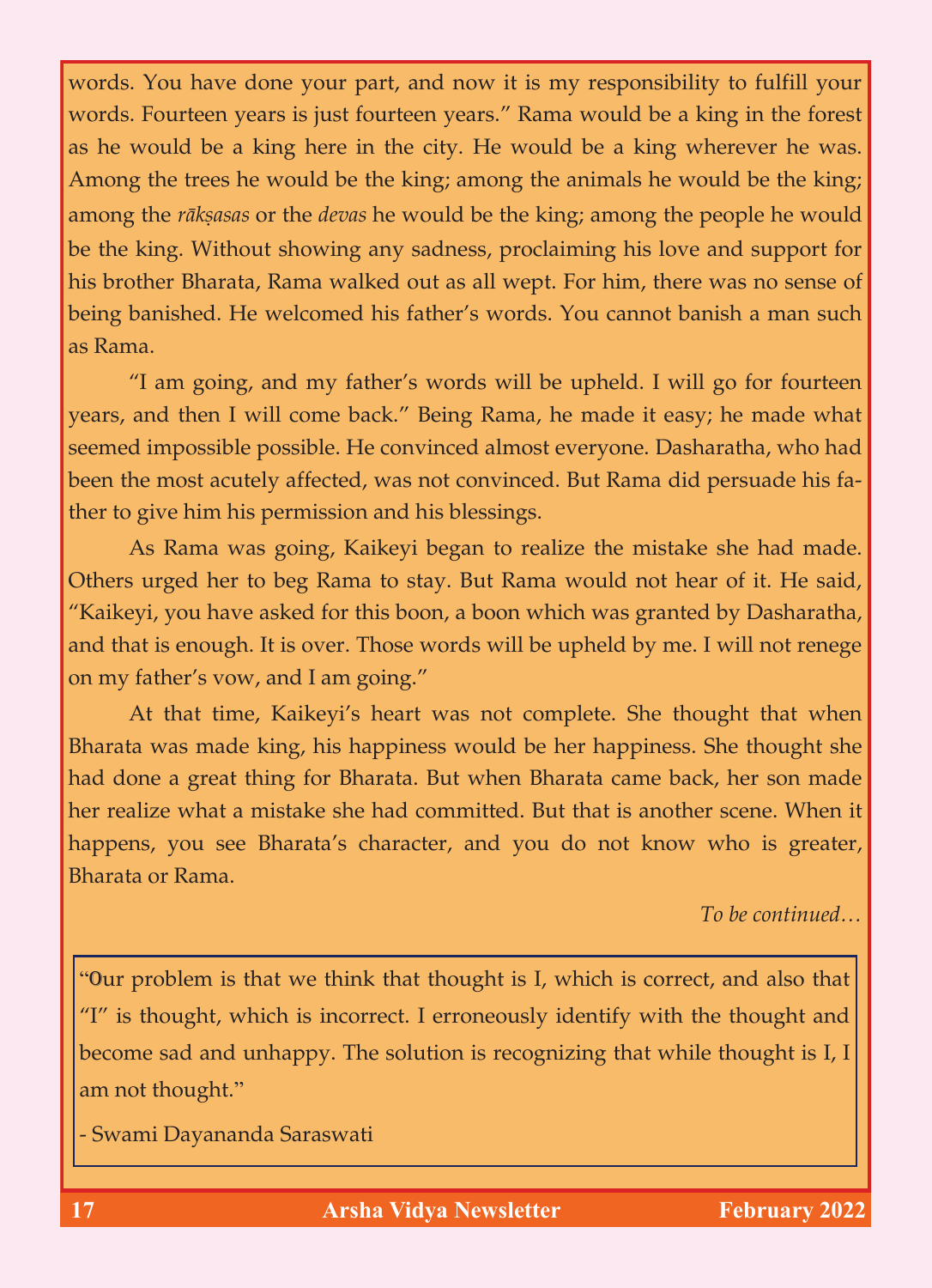words. You have done your part, and now it is my responsibility to fulfill your words. Fourteen years is just fourteen years." Rama would be a king in the forest as he would be a king here in the city. He would be a king wherever he was. Among the trees he would be the king; among the animals he would be the king; among the *rākṣasas* or the *devas* he would be the king; among the people he would be the king. Without showing any sadness, proclaiming his love and support for his brother Bharata, Rama walked out as all wept. For him, there was no sense of being banished. He welcomed his father's words. You cannot banish a man such as Rama.

"I am going, and my father's words will be upheld. I will go for fourteen years, and then I will come back." Being Rama, he made it easy; he made what seemed impossible possible. He convinced almost everyone. Dasharatha, who had been the most acutely affected, was not convinced. But Rama did persuade his father to give him his permission and his blessings.

As Rama was going, Kaikeyi began to realize the mistake she had made. Others urged her to beg Rama to stay. But Rama would not hear of it. He said, "Kaikeyi, you have asked for this boon, a boon which was granted by Dasharatha, and that is enough. It is over. Those words will be upheld by me. I will not renege on my father's vow, and I am going."

At that time, Kaikeyi's heart was not complete. She thought that when Bharata was made king, his happiness would be her happiness. She thought she had done a great thing for Bharata. But when Bharata came back, her son made her realize what a mistake she had committed. But that is another scene. When it happens, you see Bharata's character, and you do not know who is greater, Bharata or Rama.

*To be continued…*

"Our problem is that we think that thought is I, which is correct, and also that "I" is thought, which is incorrect. I erroneously identify with the thought and become sad and unhappy. The solution is recognizing that while thought is I, I am not thought."

- Swami Dayananda Saraswati